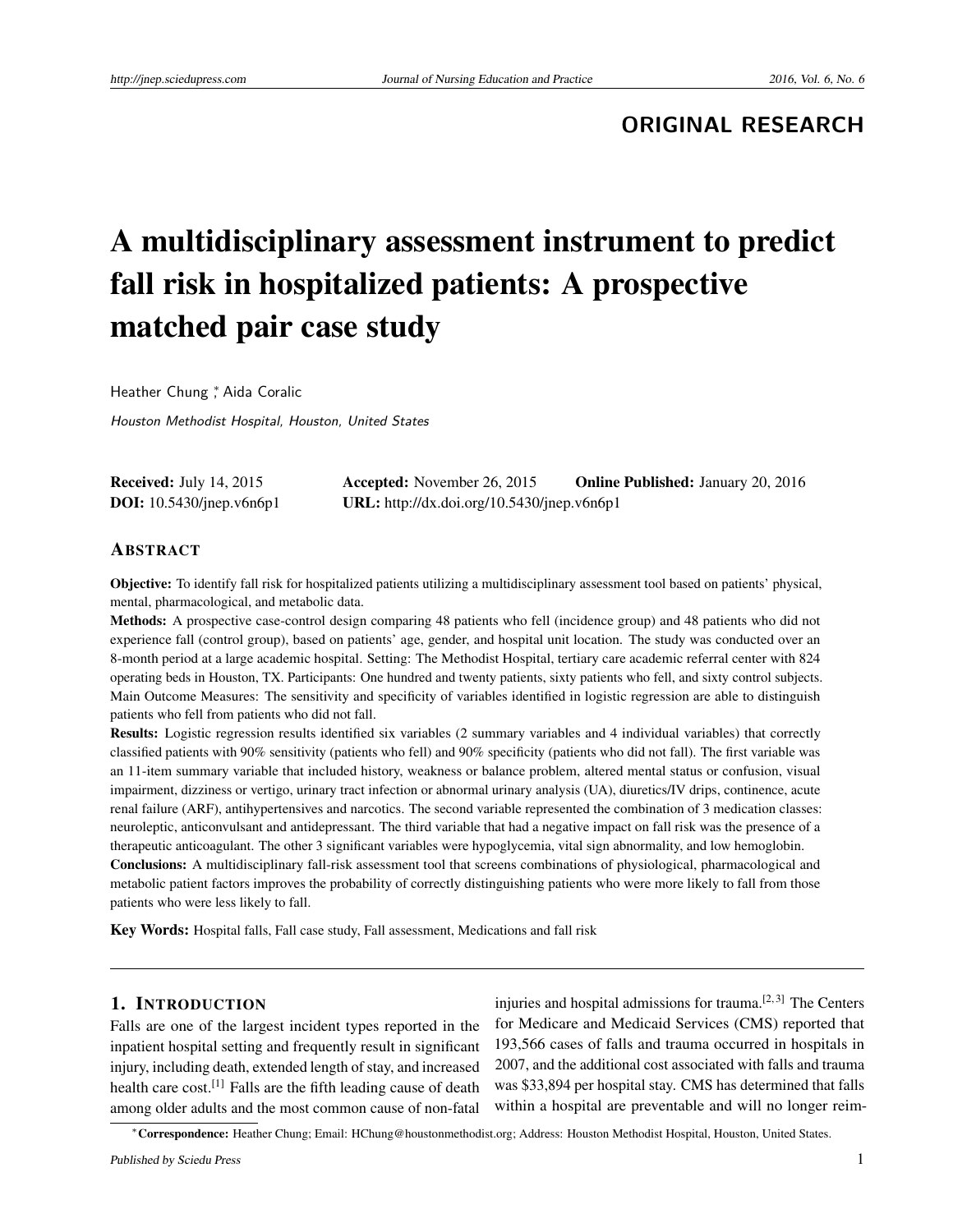ORIGINAL RESEARCH

# A multidisciplinary assessment instrument to predict fall risk in hospitalized patients: A prospective matched pair case study

Heather Chung *, Aida Coralic

*Houston Methodist Hospital, Houston, United States*

**Received:** July 14, 2015 **Accepted:** November 26, 2015 **Online Published:** January 20, 2016
**DOI:** 10.5430/jnep.v6n6p1 **URL:** http://dx.doi.org/10.5430/jnep.v6n6p1

## Abstract

**Objective:** To identify fall risk for hospitalized patients utilizing a multidisciplinary assessment tool based on patients' physical, mental, pharmacological, and metabolic data.

**Methods:** A prospective case-control design comparing 48 patients who fell (incidence group) and 48 patients who did not experience fall (control group), based on patients' age, gender, and hospital unit location. The study was conducted over an 8-month period at a large academic hospital. Setting: The Methodist Hospital, tertiary care academic referral center with 824 operating beds in Houston, TX. Participants: One hundred and twenty patients, sixty patients who fell, and sixty control subjects. Main Outcome Measures: The sensitivity and specificity of variables identified in logistic regression are able to distinguish patients who fell from patients who did not fall.

**Results:** Logistic regression results identified six variables (2 summary variables and 4 individual variables) that correctly classified patients with 90% sensitivity (patients who fell) and 90% specificity (patients who did not fall). The first variable was an 11-item summary variable that included history, weakness or balance problem, altered mental status or confusion, visual impairment, dizziness or vertigo, urinary tract infection or abnormal urinary analysis (UA), diuretics/IV drips, continence, acute renal failure (ARF), antihypertensives and narcotics. The second variable represented the combination of 3 medication classes: neuroleptic, anticonvulsant and antidepressant. The third variable that had a negative impact on fall risk was the presence of a therapeutic anticoagulant. The other 3 significant variables were hypoglycemia, vital sign abnormality, and low hemoglobin.

**Conclusions:** A multidisciplinary fall-risk assessment tool that screens combinations of physiological, pharmacological and metabolic patient factors improves the probability of correctly distinguishing patients who were more likely to fall from those patients who were less likely to fall.

**Key Words:** Hospital falls, Fall case study, Fall assessment, Medications and fall risk

## 1. Introduction

Falls are one of the largest incident types reported in the inpatient hospital setting and frequently result in significant injury, including death, extended length of stay, and increased health care cost.[1] Falls are the fifth leading cause of death among older adults and the most common cause of non-fatal injuries and hospital admissions for trauma.[2, 3] The Centers for Medicare and Medicaid Services (CMS) reported that 193,566 cases of falls and trauma occurred in hospitals in 2007, and the additional cost associated with falls and trauma was $33,894 per hospital stay. CMS has determined that falls within a hospital are preventable and will no longer reim-

*Correspondence: Heather Chung; Email: HChung@houstonmethodist.org; Address: Houston Methodist Hospital, Houston, United States.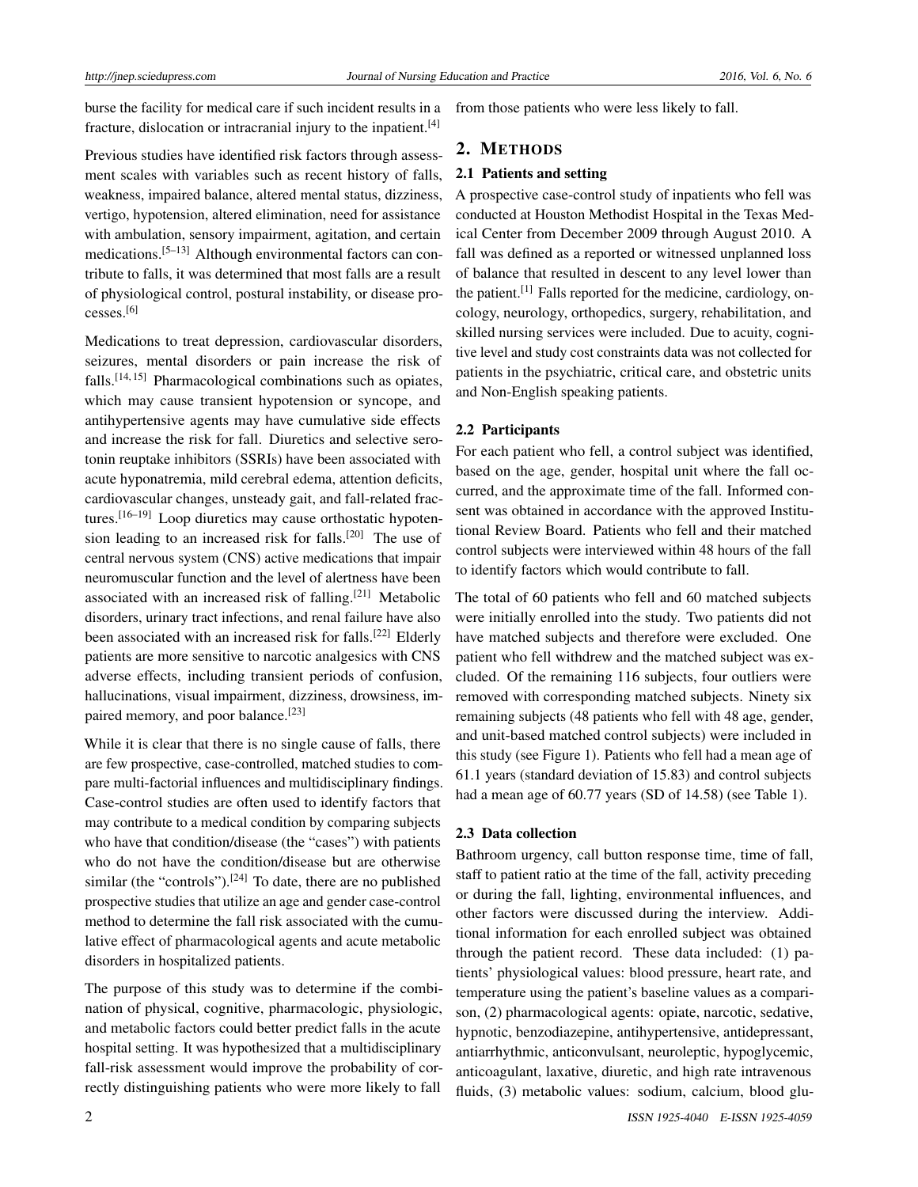burse the facility for medical care if such incident results in a fracture, dislocation or intracranial injury to the inpatient.[4]

Previous studies have identified risk factors through assessment scales with variables such as recent history of falls, weakness, impaired balance, altered mental status, dizziness, vertigo, hypotension, altered elimination, need for assistance with ambulation, sensory impairment, agitation, and certain medications.[5–13] Although environmental factors can contribute to falls, it was determined that most falls are a result of physiological control, postural instability, or disease processes.[6]

Medications to treat depression, cardiovascular disorders, seizures, mental disorders or pain increase the risk of falls.[14, 15] Pharmacological combinations such as opiates, which may cause transient hypotension or syncope, and antihypertensive agents may have cumulative side effects and increase the risk for fall. Diuretics and selective serotonin reuptake inhibitors (SSRIs) have been associated with acute hyponatremia, mild cerebral edema, attention deficits, cardiovascular changes, unsteady gait, and fall-related fractures.[16–19] Loop diuretics may cause orthostatic hypotension leading to an increased risk for falls.[20] The use of central nervous system (CNS) active medications that impair neuromuscular function and the level of alertness have been associated with an increased risk of falling.[21] Metabolic disorders, urinary tract infections, and renal failure have also been associated with an increased risk for falls.[22] Elderly patients are more sensitive to narcotic analgesics with CNS adverse effects, including transient periods of confusion, hallucinations, visual impairment, dizziness, drowsiness, impaired memory, and poor balance.[23]

While it is clear that there is no single cause of falls, there are few prospective, case-controlled, matched studies to compare multi-factorial influences and multidisciplinary findings. Case-control studies are often used to identify factors that may contribute to a medical condition by comparing subjects who have that condition/disease (the "cases") with patients who do not have the condition/disease but are otherwise similar (the "controls").[24] To date, there are no published prospective studies that utilize an age and gender case-control method to determine the fall risk associated with the cumulative effect of pharmacological agents and acute metabolic disorders in hospitalized patients.

The purpose of this study was to determine if the combination of physical, cognitive, pharmacologic, physiologic, and metabolic factors could better predict falls in the acute hospital setting. It was hypothesized that a multidisciplinary fall-risk assessment would improve the probability of correctly distinguishing patients who were more likely to fall from those patients who were less likely to fall.

## 2. METHODS

### 2.1 Patients and setting

A prospective case-control study of inpatients who fell was conducted at Houston Methodist Hospital in the Texas Medical Center from December 2009 through August 2010. A fall was defined as a reported or witnessed unplanned loss of balance that resulted in descent to any level lower than the patient.[1] Falls reported for the medicine, cardiology, oncology, neurology, orthopedics, surgery, rehabilitation, and skilled nursing services were included. Due to acuity, cognitive level and study cost constraints data was not collected for patients in the psychiatric, critical care, and obstetric units and Non-English speaking patients.

### 2.2 Participants

For each patient who fell, a control subject was identified, based on the age, gender, hospital unit where the fall occurred, and the approximate time of the fall. Informed consent was obtained in accordance with the approved Institutional Review Board. Patients who fell and their matched control subjects were interviewed within 48 hours of the fall to identify factors which would contribute to fall.

The total of 60 patients who fell and 60 matched subjects were initially enrolled into the study. Two patients did not have matched subjects and therefore were excluded. One patient who fell withdrew and the matched subject was excluded. Of the remaining 116 subjects, four outliers were removed with corresponding matched subjects. Ninety six remaining subjects (48 patients who fell with 48 age, gender, and unit-based matched control subjects) were included in this study (see Figure 1). Patients who fell had a mean age of 61.1 years (standard deviation of 15.83) and control subjects had a mean age of 60.77 years (SD of 14.58) (see Table 1).

### 2.3 Data collection

Bathroom urgency, call button response time, time of fall, staff to patient ratio at the time of the fall, activity preceding or during the fall, lighting, environmental influences, and other factors were discussed during the interview. Additional information for each enrolled subject was obtained through the patient record. These data included: (1) patients' physiological values: blood pressure, heart rate, and temperature using the patient's baseline values as a comparison, (2) pharmacological agents: opiate, narcotic, sedative, hypnotic, benzodiazepine, antihypertensive, antidepressant, antiarrhythmic, anticonvulsant, neuroleptic, hypoglycemic, anticoagulant, laxative, diuretic, and high rate intravenous fluids, (3) metabolic values: sodium, calcium, blood glu-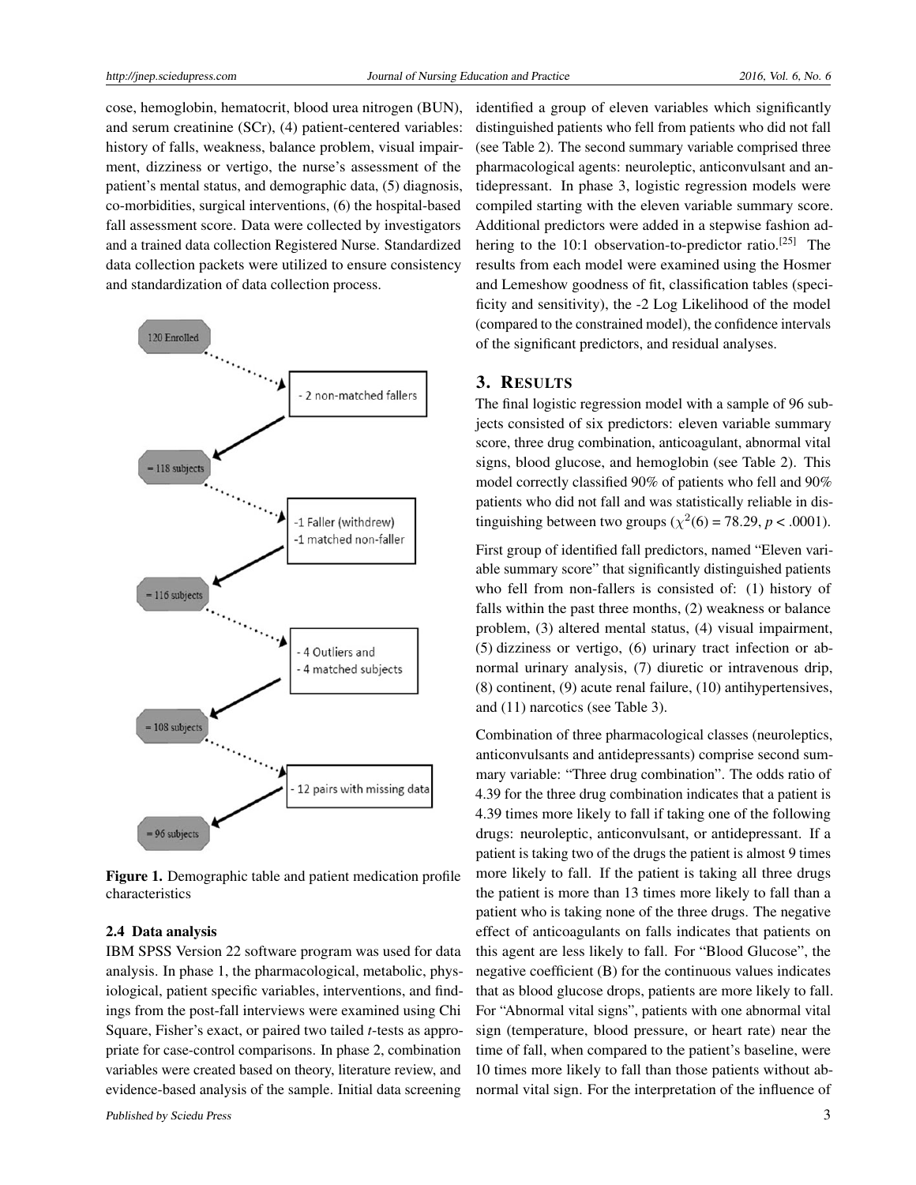cose, hemoglobin, hematocrit, blood urea nitrogen (BUN), and serum creatinine (SCr), (4) patient-centered variables: history of falls, weakness, balance problem, visual impairment, dizziness or vertigo, the nurse's assessment of the patient's mental status, and demographic data, (5) diagnosis, co-morbidities, surgical interventions, (6) the hospital-based fall assessment score. Data were collected by investigators and a trained data collection Registered Nurse. Standardized data collection packets were utilized to ensure consistency and standardization of data collection process.

120 Enrolled

- 2 non-matched fallers

= 118 subjects

-1 Faller (withdrew)
-1 matched non-faller

= 116 subjects

- 4 Outliers and
- 4 matched subjects

= 108 subjects

- 12 pairs with missing data

= 96 subjects

**Figure 1.** Demographic table and patient medication profile characteristics

### 2.4 Data analysis

IBM SPSS Version 22 software program was used for data analysis. In phase 1, the pharmacological, metabolic, physiological, patient specific variables, interventions, and findings from the post-fall interviews were examined using Chi Square, Fisher's exact, or paired two tailed *t*-tests as appropriate for case-control comparisons. In phase 2, combination variables were created based on theory, literature review, and evidence-based analysis of the sample. Initial data screening identified a group of eleven variables which significantly distinguished patients who fell from patients who did not fall (see Table 2). The second summary variable comprised three pharmacological agents: neuroleptic, anticonvulsant and antidepressant. In phase 3, logistic regression models were compiled starting with the eleven variable summary score. Additional predictors were added in a stepwise fashion adhering to the 10:1 observation-to-predictor ratio.[25] The results from each model were examined using the Hosmer and Lemeshow goodness of fit, classification tables (specificity and sensitivity), the -2 Log Likelihood of the model (compared to the constrained model), the confidence intervals of the significant predictors, and residual analyses.

## 3. RESULTS

The final logistic regression model with a sample of 96 subjects consisted of six predictors: eleven variable summary score, three drug combination, anticoagulant, abnormal vital signs, blood glucose, and hemoglobin (see Table 2). This model correctly classified 90% of patients who fell and 90% patients who did not fall and was statistically reliable in distinguishing between two groups ($\chi^2(6) = 78.29$, $p < .0001$).

First group of identified fall predictors, named "Eleven variable summary score" that significantly distinguished patients who fell from non-fallers is consisted of: (1) history of falls within the past three months, (2) weakness or balance problem, (3) altered mental status, (4) visual impairment, (5) dizziness or vertigo, (6) urinary tract infection or abnormal urinary analysis, (7) diuretic or intravenous drip, (8) continent, (9) acute renal failure, (10) antihypertensives, and (11) narcotics (see Table 3).

Combination of three pharmacological classes (neuroleptics, anticonvulsants and antidepressants) comprise second summary variable: "Three drug combination". The odds ratio of 4.39 for the three drug combination indicates that a patient is 4.39 times more likely to fall if taking one of the following drugs: neuroleptic, anticonvulsant, or antidepressant. If a patient is taking two of the drugs the patient is almost 9 times more likely to fall. If the patient is taking all three drugs the patient is more than 13 times more likely to fall than a patient who is taking none of the three drugs. The negative effect of anticoagulants on falls indicates that patients on this agent are less likely to fall. For "Blood Glucose", the negative coefficient (B) for the continuous values indicates that as blood glucose drops, patients are more likely to fall. For "Abnormal vital signs", patients with one abnormal vital sign (temperature, blood pressure, or heart rate) near the time of fall, when compared to the patient's baseline, were 10 times more likely to fall than those patients without abnormal vital sign. For the interpretation of the influence of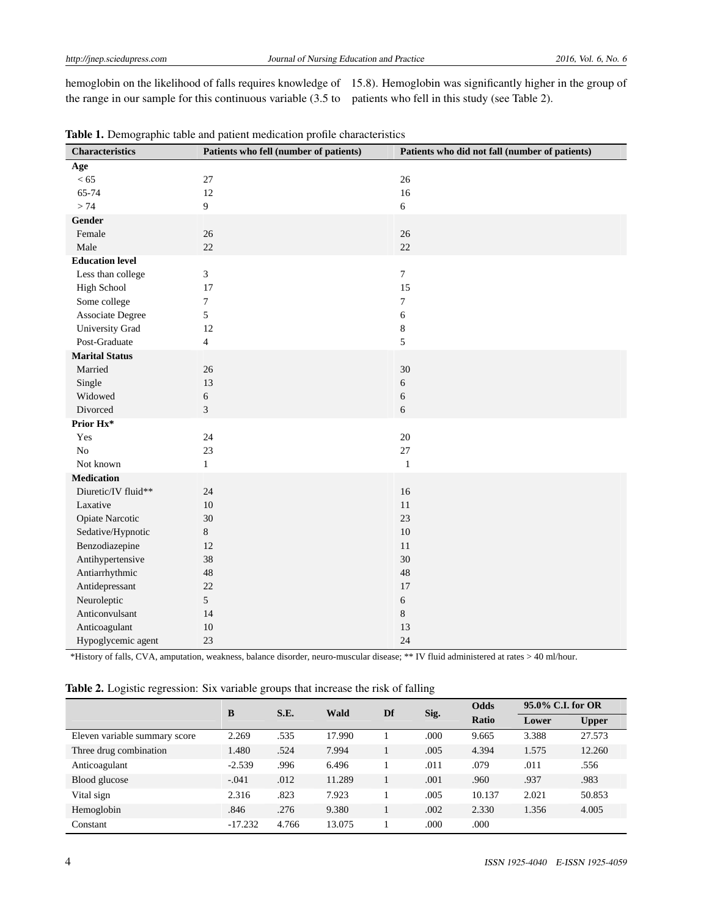hemoglobin on the likelihood of falls requires knowledge of the range in our sample for this continuous variable (3.5 to 15.8). Hemoglobin was significantly higher in the group of patients who fell in this study (see Table 2).

**Table 1.** Demographic table and patient medication profile characteristics

| Characteristics | Patients who fell (number of patients) | Patients who did not fall (number of patients) |
|---|---|---|
| **Age** | | |
| < 65 | 27 | 26 |
| 65-74 | 12 | 16 |
| > 74 | 9 | 6 |
| **Gender** | | |
| Female | 26 | 26 |
| Male | 22 | 22 |
| **Education level** | | |
| Less than college | 3 | 7 |
| High School | 17 | 15 |
| Some college | 7 | 7 |
| Associate Degree | 5 | 6 |
| University Grad | 12 | 8 |
| Post-Graduate | 4 | 5 |
| **Marital Status** | | |
| Married | 26 | 30 |
| Single | 13 | 6 |
| Widowed | 6 | 6 |
| Divorced | 3 | 6 |
| **Prior Hx*** | | |
| Yes | 24 | 20 |
| No | 23 | 27 |
| Not known | 1 | 1 |
| **Medication** | | |
| Diuretic/IV fluid** | 24 | 16 |
| Laxative | 10 | 11 |
| Opiate Narcotic | 30 | 23 |
| Sedative/Hypnotic | 8 | 10 |
| Benzodiazepine | 12 | 11 |
| Antihypertensive | 38 | 30 |
| Antiarrhythmic | 48 | 48 |
| Antidepressant | 22 | 17 |
| Neuroleptic | 5 | 6 |
| Anticonvulsant | 14 | 8 |
| Anticoagulant | 10 | 13 |
| Hypoglycemic agent | 23 | 24 |

*History of falls, CVA, amputation, weakness, balance disorder, neuro-muscular disease; ** IV fluid administered at rates > 40 ml/hour.

**Table 2.** Logistic regression: Six variable groups that increase the risk of falling

| | B | S.E. | Wald | Df | Sig. | Odds Ratio | 95.0% C.I. for OR | |
|---|---|---|---|---|---|---|---|---|
| | | | | | | | Lower | Upper |
| Eleven variable summary score | 2.269 | .535 | 17.990 | 1 | .000 | 9.665 | 3.388 | 27.573 |
| Three drug combination | 1.480 | .524 | 7.994 | 1 | .005 | 4.394 | 1.575 | 12.260 |
| Anticoagulant | -2.539 | .996 | 6.496 | 1 | .011 | .079 | .011 | .556 |
| Blood glucose | -.041 | .012 | 11.289 | 1 | .001 | .960 | .937 | .983 |
| Vital sign | 2.316 | .823 | 7.923 | 1 | .005 | 10.137 | 2.021 | 50.853 |
| Hemoglobin | .846 | .276 | 9.380 | 1 | .002 | 2.330 | 1.356 | 4.005 |
| Constant | -17.232 | 4.766 | 13.075 | 1 | .000 | .000 | | |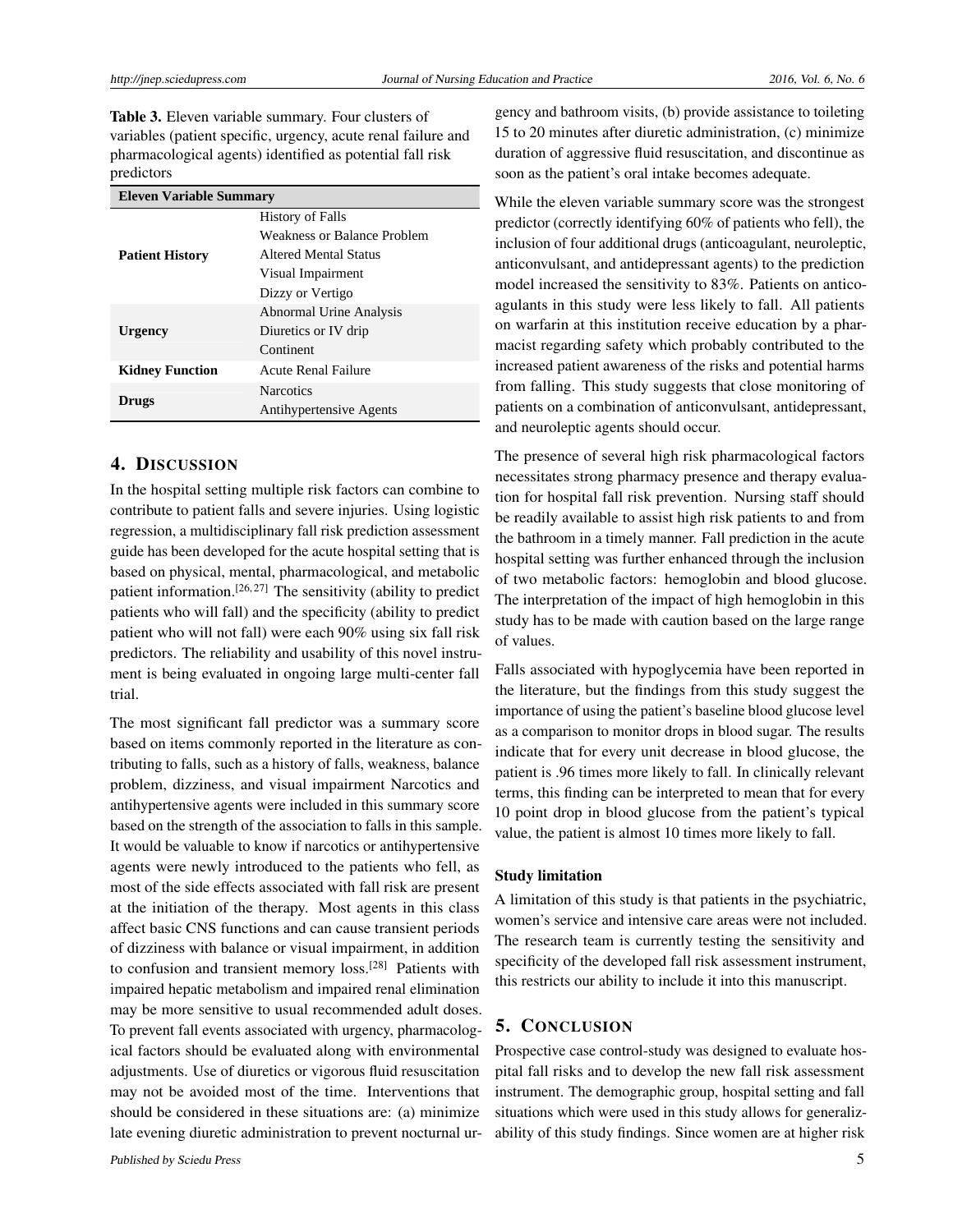**Table 3.** Eleven variable summary. Four clusters of variables (patient specific, urgency, acute renal failure and pharmacological agents) identified as potential fall risk predictors

| Eleven Variable Summary | |
|---|---|
| **Patient History** | History of Falls |
| | Weakness or Balance Problem |
| | Altered Mental Status |
| | Visual Impairment |
| | Dizzy or Vertigo |
| **Urgency** | Abnormal Urine Analysis |
| | Diuretics or IV drip |
| | Continent |
| **Kidney Function** | Acute Renal Failure |
| **Drugs** | Narcotics |
| | Antihypertensive Agents |

## 4. Discussion

In the hospital setting multiple risk factors can combine to contribute to patient falls and severe injuries. Using logistic regression, a multidisciplinary fall risk prediction assessment guide has been developed for the acute hospital setting that is based on physical, mental, pharmacological, and metabolic patient information.[26, 27] The sensitivity (ability to predict patients who will fall) and the specificity (ability to predict patient who will not fall) were each 90% using six fall risk predictors. The reliability and usability of this novel instrument is being evaluated in ongoing large multi-center fall trial.

The most significant fall predictor was a summary score based on items commonly reported in the literature as contributing to falls, such as a history of falls, weakness, balance problem, dizziness, and visual impairment Narcotics and antihypertensive agents were included in this summary score based on the strength of the association to falls in this sample. It would be valuable to know if narcotics or antihypertensive agents were newly introduced to the patients who fell, as most of the side effects associated with fall risk are present at the initiation of the therapy. Most agents in this class affect basic CNS functions and can cause transient periods of dizziness with balance or visual impairment, in addition to confusion and transient memory loss.[28] Patients with impaired hepatic metabolism and impaired renal elimination may be more sensitive to usual recommended adult doses. To prevent fall events associated with urgency, pharmacological factors should be evaluated along with environmental adjustments. Use of diuretics or vigorous fluid resuscitation may not be avoided most of the time. Interventions that should be considered in these situations are: (a) minimize late evening diuretic administration to prevent nocturnal urgency and bathroom visits, (b) provide assistance to toileting 15 to 20 minutes after diuretic administration, (c) minimize duration of aggressive fluid resuscitation, and discontinue as soon as the patient's oral intake becomes adequate.

While the eleven variable summary score was the strongest predictor (correctly identifying 60% of patients who fell), the inclusion of four additional drugs (anticoagulant, neuroleptic, anticonvulsant, and antidepressant agents) to the prediction model increased the sensitivity to 83%. Patients on anticoagulants in this study were less likely to fall. All patients on warfarin at this institution receive education by a pharmacist regarding safety which probably contributed to the increased patient awareness of the risks and potential harms from falling. This study suggests that close monitoring of patients on a combination of anticonvulsant, antidepressant, and neuroleptic agents should occur.

The presence of several high risk pharmacological factors necessitates strong pharmacy presence and therapy evaluation for hospital fall risk prevention. Nursing staff should be readily available to assist high risk patients to and from the bathroom in a timely manner. Fall prediction in the acute hospital setting was further enhanced through the inclusion of two metabolic factors: hemoglobin and blood glucose. The interpretation of the impact of high hemoglobin in this study has to be made with caution based on the large range of values.

Falls associated with hypoglycemia have been reported in the literature, but the findings from this study suggest the importance of using the patient's baseline blood glucose level as a comparison to monitor drops in blood sugar. The results indicate that for every unit decrease in blood glucose, the patient is .96 times more likely to fall. In clinically relevant terms, this finding can be interpreted to mean that for every 10 point drop in blood glucose from the patient's typical value, the patient is almost 10 times more likely to fall.

### Study limitation

A limitation of this study is that patients in the psychiatric, women's service and intensive care areas were not included. The research team is currently testing the sensitivity and specificity of the developed fall risk assessment instrument, this restricts our ability to include it into this manuscript.

## 5. Conclusion

Prospective case control-study was designed to evaluate hospital fall risks and to develop the new fall risk assessment instrument. The demographic group, hospital setting and fall situations which were used in this study allows for generalizability of this study findings. Since women are at higher risk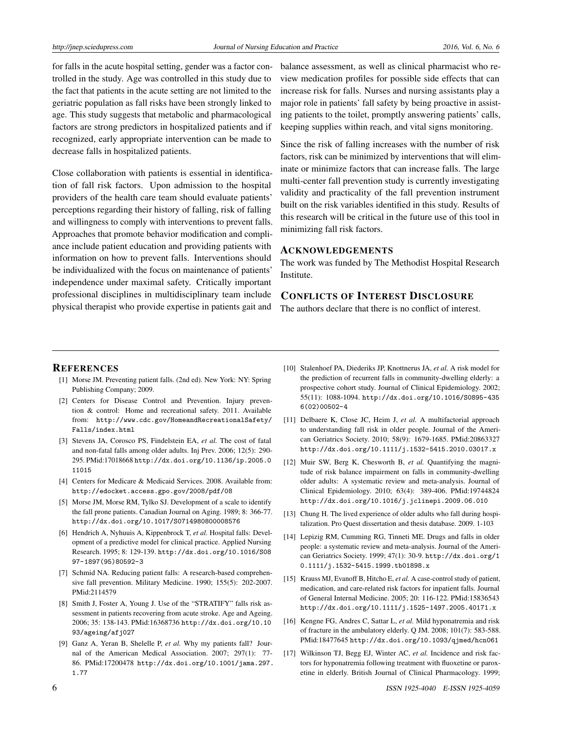for falls in the acute hospital setting, gender was a factor controlled in the study. Age was controlled in this study due to the fact that patients in the acute setting are not limited to the geriatric population as fall risks have been strongly linked to age. This study suggests that metabolic and pharmacological factors are strong predictors in hospitalized patients and if recognized, early appropriate intervention can be made to decrease falls in hospitalized patients.

Close collaboration with patients is essential in identification of fall risk factors. Upon admission to the hospital providers of the health care team should evaluate patients' perceptions regarding their history of falling, risk of falling and willingness to comply with interventions to prevent falls. Approaches that promote behavior modification and compliance include patient education and providing patients with information on how to prevent falls. Interventions should be individualized with the focus on maintenance of patients' independence under maximal safety. Critically important professional disciplines in multidisciplinary team include physical therapist who provide expertise in patients gait and balance assessment, as well as clinical pharmacist who review medication profiles for possible side effects that can increase risk for falls. Nurses and nursing assistants play a major role in patients' fall safety by being proactive in assisting patients to the toilet, promptly answering patients' calls, keeping supplies within reach, and vital signs monitoring.

Since the risk of falling increases with the number of risk factors, risk can be minimized by interventions that will eliminate or minimize factors that can increase falls. The large multi-center fall prevention study is currently investigating validity and practicality of the fall prevention instrument built on the risk variables identified in this study. Results of this research will be critical in the future use of this tool in minimizing fall risk factors.

## ACKNOWLEDGEMENTS

The work was funded by The Methodist Hospital Research Institute.

## CONFLICTS OF INTEREST DISCLOSURE

The authors declare that there is no conflict of interest.

## REFERENCES

[1] Morse JM. Preventing patient falls. (2nd ed). New York: NY: Spring Publishing Company; 2009.

[2] Centers for Disease Control and Prevention. Injury prevention & control: Home and recreational safety. 2011. Available from: http://www.cdc.gov/HomeandRecreationalSafety/Falls/index.html

[3] Stevens JA, Corosco PS, Findelstein EA, *et al.* The cost of fatal and non-fatal falls among older adults. Inj Prev. 2006; 12(5): 290-295. PMid:17018668 http://dx.doi.org/10.1136/ip.2005.011015

[4] Centers for Medicare & Medicaid Services. 2008. Available from: http://edocket.access.gpo.gov/2008/pdf/08

[5] Morse JM, Morse RM, Tylko SJ. Development of a scale to identify the fall prone patients. Canadian Journal on Aging. 1989; 8: 366-77. http://dx.doi.org/10.1017/S0714980800008576

[6] Hendrich A, Nyhuuis A, Kippenbrock T, *et al.* Hospital falls: Development of a predictive model for clinical practice. Applied Nursing Research. 1995; 8: 129-139. http://dx.doi.org/10.1016/S0897-1897(95)80592-3

[7] Schmid NA. Reducing patient falls: A research-based comprehensive fall prevention. Military Medicine. 1990; 155(5): 202-2007. PMid:2114579

[8] Smith J, Foster A, Young J. Use of the "STRATIFY" falls risk assessment in patients recovering from acute stroke. Age and Ageing. 2006; 35: 138-143. PMid:16368736 http://dx.doi.org/10.1093/ageing/afj027

[9] Ganz A, Yeran B, Shelelle P, *et al.* Why my patients fall? Journal of the American Medical Association. 2007; 297(1): 77-86. PMid:17200478 http://dx.doi.org/10.1001/jama.297.1.77

[10] Stalenhoef PA, Diederiks JP, Knottnerus JA, *et al.* A risk model for the prediction of recurrent falls in community-dwelling elderly: a prospective cohort study. Journal of Clinical Epidemiology. 2002; 55(11): 1088-1094. http://dx.doi.org/10.1016/S0895-4356(02)00502-4

[11] Delbaere K, Close JC, Heim J, *et al.* A multifactorial approach to understanding fall risk in older people. Journal of the American Geriatrics Society. 2010; 58(9): 1679-1685. PMid:20863327 http://dx.doi.org/10.1111/j.1532-5415.2010.03017.x

[12] Muir SW, Berg K, Chesworth B, *et al.* Quantifying the magnitude of risk balance impairment on falls in community-dwelling older adults: A systematic review and meta-analysis. Journal of Clinical Epidemiology. 2010; 63(4): 389-406. PMid:19744824 http://dx.doi.org/10.1016/j.jclinepi.2009.06.010

[13] Chung H. The lived experience of older adults who fall during hospitalization. Pro Quest dissertation and thesis database. 2009. 1-103

[14] Lepizig RM, Cumming RG, Tinneti ME. Drugs and falls in older people: a systematic review and meta-analysis. Journal of the American Geriatrics Society. 1999; 47(1): 30-9. http://dx.doi.org/10.1111/j.1532-5415.1999.tb01898.x

[15] Krauss MJ, Evanoff B, Hitcho E, *et al.* A case-control study of patient, medication, and care-related risk factors for inpatient falls. Journal of General Internal Medicine. 2005; 20: 116-122. PMid:15836543 http://dx.doi.org/10.1111/j.1525-1497.2005.40171.x

[16] Kengne FG, Andres C, Sattar L, *et al.* Mild hyponatremia and risk of fracture in the ambulatory elderly. Q JM. 2008; 101(7): 583-588. PMid:18477645 http://dx.doi.org/10.1093/qjmed/hcn061

[17] Wilkinson TJ, Begg EJ, Winter AC, *et al.* Incidence and risk factors for hyponatremia following treatment with fluoxetine or paroxetine in elderly. British Journal of Clinical Pharmacology. 1999;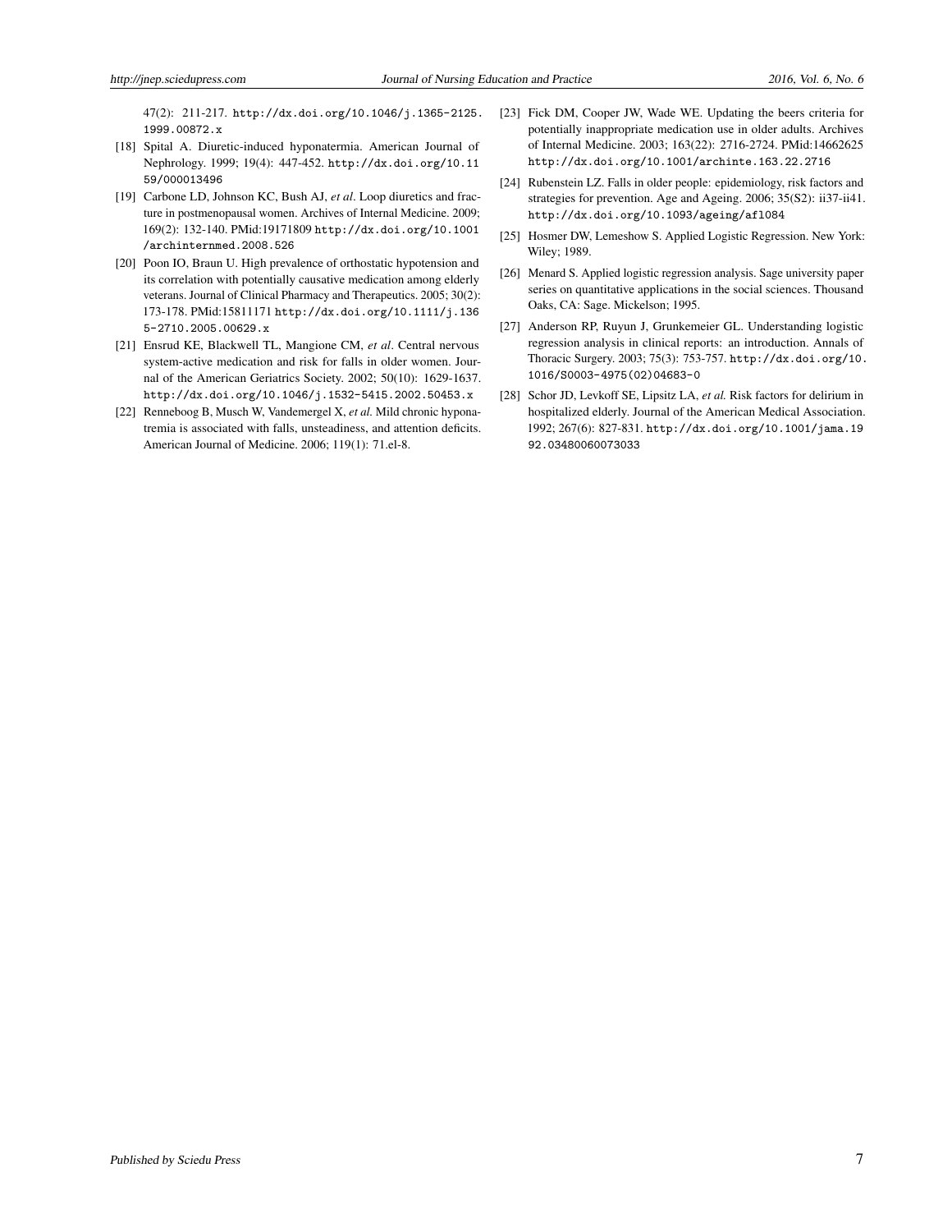47(2): 211-217. http://dx.doi.org/10.1046/j.1365-2125.1999.00872.x

[18] Spital A. Diuretic-induced hyponatermia. American Journal of Nephrology. 1999; 19(4): 447-452. http://dx.doi.org/10.1159/000013496

[19] Carbone LD, Johnson KC, Bush AJ, *et al*. Loop diuretics and fracture in postmenopausal women. Archives of Internal Medicine. 2009; 169(2): 132-140. PMid:19171809 http://dx.doi.org/10.1001/archinternmed.2008.526

[20] Poon IO, Braun U. High prevalence of orthostatic hypotension and its correlation with potentially causative medication among elderly veterans. Journal of Clinical Pharmacy and Therapeutics. 2005; 30(2): 173-178. PMid:15811171 http://dx.doi.org/10.1111/j.1365-2710.2005.00629.x

[21] Ensrud KE, Blackwell TL, Mangione CM, *et al*. Central nervous system-active medication and risk for falls in older women. Journal of the American Geriatrics Society. 2002; 50(10): 1629-1637. http://dx.doi.org/10.1046/j.1532-5415.2002.50453.x

[22] Renneboog B, Musch W, Vandemergel X, *et al.* Mild chronic hyponatremia is associated with falls, unsteadiness, and attention deficits. American Journal of Medicine. 2006; 119(1): 71.el-8.

[23] Fick DM, Cooper JW, Wade WE. Updating the beers criteria for potentially inappropriate medication use in older adults. Archives of Internal Medicine. 2003; 163(22): 2716-2724. PMid:14662625 http://dx.doi.org/10.1001/archinte.163.22.2716

[24] Rubenstein LZ. Falls in older people: epidemiology, risk factors and strategies for prevention. Age and Ageing. 2006; 35(S2): ii37-ii41. http://dx.doi.org/10.1093/ageing/afl084

[25] Hosmer DW, Lemeshow S. Applied Logistic Regression. New York: Wiley; 1989.

[26] Menard S. Applied logistic regression analysis. Sage university paper series on quantitative applications in the social sciences. Thousand Oaks, CA: Sage. Mickelson; 1995.

[27] Anderson RP, Ruyun J, Grunkemeier GL. Understanding logistic regression analysis in clinical reports: an introduction. Annals of Thoracic Surgery. 2003; 75(3): 753-757. http://dx.doi.org/10.1016/S0003-4975(02)04683-0

[28] Schor JD, Levkoff SE, Lipsitz LA, *et al.* Risk factors for delirium in hospitalized elderly. Journal of the American Medical Association. 1992; 267(6): 827-831. http://dx.doi.org/10.1001/jama.1992.03480060073033